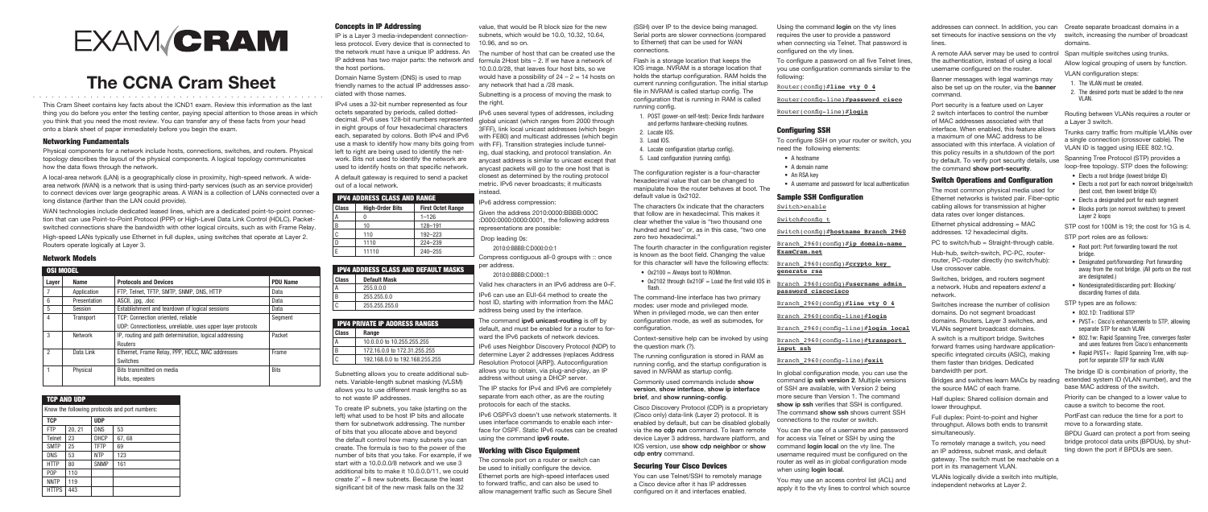# EXAM CRAM

# The CCNA Cram Sheet

This Cram Sheet contains key facts about the ICND1 exam. Review this information as the last thing you do before you enter the testing center, paying special attention to those areas in which you think that you need the most review. You can transfer any of these facts from your head onto a blank sheet of paper immediately before you begin the exam.

## Networking Fundamentals

Physical components for a network include hosts, connections, switches, and routers. Physical topology describes the layout of the physical components. A logical topology communicates how the data flows through the network.

A local-area network (LAN) is a geographically close in proximity, high-speed network. A wide-area network (WAN) is a network that is using third-party services (such as service provider) to connect devices over large geographic areas. A WAN is a collection of LANs connected over a long distance (farther than the LAN could provide).

WAN technologies include dedicated leased lines, which are a dedicated point-to-point connection that can use Point-to-Point Protocol (PPP) or High-Level Data Link Control (HDLC). Packet-switched connections share the bandwidth with other logical circuits, such as with Frame Relay.

High-speed LANs typically use Ethernet in full duplex, using switches that operate at Layer 2. Routers operate logically at Layer 3.

## Network Models

| OSI MODEL | | | |
|---|---|---|---|
| **Layer** | **Name** | **Protocols and Devices** | **PDU Name** |
| 7 | Application | FTP, Telnet, TFTP, SMTP, SNMP, DNS, HTTP | Data |
| 6 | Presentation | ASCII, .jpg, .doc | Data |
| 5 | Session | Establishment and teardown of logical sessions | Data |
| 4 | Transport | TCP: Connection oriented, reliable<br>UDP: Connectionless, unreliable, uses upper layer protocols | Segment |
| 3 | Network | IP, routing and path determination, logical addressing<br>Routers | Packet |
| 2 | Data Link | Ethernet, Frame Relay, PPP, HDLC, MAC addresses<br>Switches | Frame |
| 1 | Physical | Bits transmitted on media<br>Hubs, repeaters | Bits |

| TCP AND UDP | | | |
|---|---|---|---|
| Know the following protocols and port numbers: | | | |
| **TCP** | | **UDP** | |
| FTP | 20, 21 | DNS | 53 |
| Telnet | 23 | DHCP | 67, 68 |
| SMTP | 25 | TFTP | 69 |
| DNS | 53 | NTP | 123 |
| HTTP | 80 | SNMP | 161 |
| POP | 110 | | |
| NNTP | 119 | | |
| HTTPS | 443 | | |

## Concepts in IP Addressing

IP is a Layer 3 media-independent connectionless protocol. Every device that is connected to the network must have a unique IP address. An IP address has two major parts: the network and the host portions.

Domain Name System (DNS) is used to map friendly names to the actual IP addresses associated with those names.

IPv4 uses a 32-bit number represented as four octets separated by periods, called dotted-decimal. IPv6 uses 128-bit numbers represented in eight groups of four hexadecimal characters each, separated by colons. Both IPv4 and IPv6 use a mask to identify how many bits going from left to right are being used to identify the network. Bits not used to identify the network are used to identify hosts on that specific network.

A default gateway is required to send a packet out of a local network.

| IPV4 ADDRESS CLASS AND RANGE | | |
|---|---|---|
| **Class** | **High-Order Bits** | **First Octet Range** |
| A | 0 | 1–126 |
| B | 10 | 128–191 |
| C | 110 | 192–223 |
| D | 1110 | 224–239 |
| E | 11110 | 240–255 |

| IPV4 ADDRESS CLASS AND DEFAULT MASKS | |
|---|---|
| **Class** | **Default Mask** |
| A | 255.0.0.0 |
| B | 255.255.0.0 |
| C | 255.255.255.0 |

| IPV4 PRIVATE IP ADDRESS RANGES | |
|---|---|
| **Class** | **Range** |
| A | 10.0.0.0 to 10.255.255.255 |
| B | 172.16.0.0 to 172.31.255.255 |
| C | 192.168.0.0 to 192.168.255.255 |

Subnetting allows you to create additional subnets. Variable-length subnet masking (VLSM) allows you to use different mask lengths so as to not waste IP addresses.

To create IP subnets, you take (starting on the left) what used to be host IP bits and allocate them for subnetwork addressing. The number of bits that you allocate above and beyond the default control how many subnets you can create. The formula is two to the power of the number of bits that you take. For example, if we start with a 10.0.0.0/8 network and we use 3 additional bits to make it 10.0.0.0/11, we could create $2^3 = 8$ new subnets. Because the least significant bit of the new mask falls on the 32 value, that would be R block size for the new subnets, which would be 10.0, 10.32, 10.64, 10.96, and so on.

The number of host that can be created use the formula 2Host bits – 2. If we have a network of 10.0.0.0/28, that leaves four host bits, so we would have a possibility of $24 – 2 = 14$ hosts on any network that had a /28 mask.

Subnetting is a process of moving the mask to the right.

IPv6 uses several types of addresses, including global unicast (which ranges from 2000 through 3FFF), link local unicast addresses (which begin with FE80) and multicast addresses (which begin with FF). Transition strategies include tunneling, dual stacking, and protocol translation. An anycast address is similar to unicast except that anycast packets will go to the one host that is closest as determined by the routing protocol metric. IPv6 never broadcasts; it multicasts instead.

IPv6 address compression:

Given the address 2010:0000:BBBB:000C:0000:0000:0000:0001, the following address representations are possible:

Drop leading 0s:

2010:0:BBBB:C:0000:0:0:1

Compress contiguous all-0 groups with :: once per address.

2010:0:BBBB:C:D000::1

Valid hex characters in an IPv6 address are 0–F.

IPv6 can use an EUI-64 method to create the host ID, starting with information from the MAC address being used by the interface.

The command **ipv6 unicast-routing** is off by default, and must be enabled for a router to forward the IPv6 packets of network devices.

IPv6 uses Neighbor Discovery Protocol (NDP) to determine Layer 2 addresses (replaces Address Resolution Protocol [ARP]). Autoconfiguration allows you to obtain, via plug-and-play, an IP address without using a DHCP server.

The IP stacks for IPv4 and IPv6 are completely separate from each other, as are the routing protocols for each of the stacks.

IPv6 OSPFv3 doesn't use network statements. It uses interface commands to enable each interface for OSPF. Static IPv6 routes can be created using the command **ipv6 route.**

## Working with Cisco Equipment

The console port on a router or switch can be used to initially configure the device. Ethernet ports are high-speed interfaces used to forward traffic, and can also be used to allow management traffic such as Secure Shell (SSH) over IP to the device being managed. Serial ports are slower connections (compared to Ethernet) that can be used for WAN connections.

Flash is a storage location that keeps the IOS image. NVRAM is a storage location that holds the startup configuration. RAM holds the current running configuration. The initial startup file in NVRAM is called startup config. The configuration that is running in RAM is called running config.

1. POST (power-on self-test): Device finds hardware and performs hardware-checking routines.
2. Locate IOS.
3. Load IOS.
4. Locate configuration (startup config).
5. Load configuration (running config).

The configuration register is a four-character hexadecimal value that can be changed to manipulate how the router behaves at boot. The default value is 0x2102.

The characters 0x indicate that the characters that follow are in hexadecimal. This makes it clear whether the value is "two thousand one hundred and two" or, as in this case, "two one zero two hexadecimal."

The fourth character in the configuration register is known as the boot field. Changing the value for this character will have the following effects:

- 0x2100 = Always boot to ROMmon.
- 0x2102 through 0x210F = Load the first valid IOS in flash.

The command-line interface has two primary modes: user mode and privileged mode. When in privileged mode, we can then enter configuration mode, as well as submodes, for configuration.

Context-sensitive help can be invoked by using the question mark (?).

The running configuration is stored in RAM as running config, and the startup configuration is saved in NVRAM as startup config.

Commonly used commands include **show version**, **show interface**, **show ip interface brief**, and **show running-config**.

Cisco Discovery Protocol (CDP) is a proprietary (Cisco only) data-link (Layer 2) protocol. It is enabled by default, but can be disabled globally via the **no cdp run** command. To learn remote device Layer 3 address, hardware platform, and IOS version, use **show cdp neighbor** or **show cdp entry** command.

## Securing Your Cisco Devices

You can use Telnet/SSH to remotely manage a Cisco device after it has IP addresses configured on it and interfaces enabled.

Using the command **login** on the vty lines requires the user to provide a password when connecting via Telnet. That password is configured on the vty lines.

To configure a password on all five Telnet lines, you use configuration commands similar to the following:

```
Router(config)#line vty 0 4
Router(config-line)#password cisco
Router(config-line)#login
```

## Configuring SSH

To configure SSH on your router or switch, you need the following elements:

- A hostname
- A domain name
- An RSA key
- A username and password for local authentication

## Sample SSH Configuration

```
Switch>enable
Switch#config t
Switch(config)#hostname Branch_2960
Branch_2960(config)#ip domain-name ExamCram.net
Branch_2960(config)#crypto key generate rsa
Branch_2960(config)#username admin password ciscocisco
Branch_2960(config)#line vty 0 4
Branch_2960(config-line)#login
Branch_2960(config-line)#login local
Branch_2960(config-line)#transport input ssh
Branch_2960(config-line)#exit
```

In global configuration mode, you can use the command **ip ssh version 2**. Multiple versions of SSH are available, with Version 2 being more secure than Version 1. The command **show ip ssh** verifies that SSH is configured. The command **show ssh** shows current SSH connections to the router or switch.

You can use the use of a username and password for access via Telnet or SSH by using the command **login local** on the vty line. The username required must be configured on the router as well as in global configuration mode when using **login local**.

You may use an access control list (ACL) and apply it to the vty lines to control which source addresses can connect. In addition, you can set timeouts for inactive sessions on the vty lines.

A remote AAA server may be used to control the authentication, instead of using a local username configured on the router.

Banner messages with legal warnings may also be set up on the router, via the **banner** command.

Port security is a feature used on Layer 2 switch interfaces to control the number of MAC addresses associated with that interface. When enabled, this feature allows a maximum of one MAC address to be associated with this interface. A violation of this policy results in a shutdown of the port by default. To verify port security details, use the command **show port-security**.

## Switch Operations and Configuration

The most common physical media used for Ethernet networks is twisted pair. Fiber-optic cabling allows for transmission at higher data rates over longer distances.

Ethernet physical addressing = MAC addresses. 12 hexadecimal digits.

PC to switch/hub = Straight-through cable.

Hub-hub, switch-switch, PC-PC, router-router, PC-router directly (no switch/hub): Use crossover cable.

Switches, bridges, and routers segment a network. Hubs and repeaters *extend* a network.

Switches increase the number of collision domains. Do not segment broadcast domains. Routers, Layer 3 switches, and VLANs segment broadcast domains.

A switch is a multiport bridge. Switches forward frames using hardware application-specific integrated circuits (ASIC), making them faster than bridges. Dedicated bandwidth per port.

Bridges and switches learn MACs by reading the source MAC of each frame.

Half duplex: Shared collision domain and lower throughput.

Full duplex: Point-to-point and higher throughput. Allows both ends to transmit simultaneously.

To remotely manage a switch, you need an IP address, subnet mask, and default gateway. The switch must be reachable on a port in its management VLAN.

VLANs logically divide a switch into multiple, independent networks at Layer 2.

Create separate broadcast domains in a switch, increasing the number of broadcast domains.

Span multiple switches using trunks.

Allow logical grouping of users by function.

VLAN configuration steps:

1. The VLAN must be created.
2. The desired ports must be added to the new VLAN.

Routing between VLANs requires a router or a Layer 3 switch.

Trunks carry traffic from multiple VLANs over a single connection (crossover cable). The VLAN ID is tagged using IEEE 802.1Q.

Spanning Tree Protocol (STP) provides a loop-free topology. STP does the following:

- Elects a root bridge (lowest bridge ID)
- Elects a root port for each nonroot bridge/switch (best cost, then lowest bridge ID)
- Elects a designated port for each segment
- Blocks ports (on nonroot switches) to prevent Layer 2 loops

STP cost for 100M is 19; the cost for 1G is 4.

STP port roles are as follows:

- Root port: Port forwarding toward the root bridge.
- Designated port/forwarding: Port forwarding away from the root bridge. (All ports on the root are designated.)
- Nondesignated/discarding port: Blocking/discarding frames of data.

STP types are as follows:

- 802.1D: Traditional STP
- PVST+: Cisco's enhancements to STP, allowing separate STP for each VLAN
- 802.1w: Rapid Spanning Tree, converges faster and uses features from Cisco's enhancements
- Rapid PVST+: Rapid Spanning Tree, with support for separate STP for each VLAN

The bridge ID is combination of priority, the extended system ID (VLAN number), and the base MAC address of the switch.

Priority can be changed to a lower value to cause a switch to become the root.

PortFast can reduce the time for a port to move to a forwarding state.

BPDU Guard can protect a port from seeing bridge protocol data units (BPDUs), by shutting down the port if BPDUs are seen.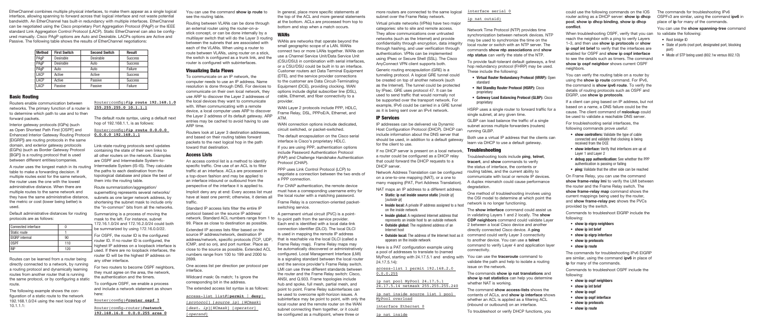EtherChannel combines multiple physical interfaces, to make them appear as a single logical interface, allowing spanning to forward across that logical interface and not waste potential bandwidth. An EtherChannel has built-in redundancy with multiple interfaces. EtherChannel can be negotiated using the Cisco proprietary Port Aggregation Protocol (PAgP) or the IEEE standard Link Aggregation Control Protocol (LACP). Static EtherChannel can also be configured manually. Cisco PAgP options are Auto and Desirable. LACPs options are Active and Passive. The following table shows the results of EtherChannel negotiations:

| Method | First Switch | Second Switch | Result |
|---|---|---|---|
| PAgP | Desirable | Desirable | Success |
| PAgP | Desirable | Auto | Success |
| PAgP | Auto | Auto | Failure |
| LACP | Active | Active | Success |
| LACP | Active | Passive | Success |
| LACP | Passive | Passive | Failure |

## Basic Routing

Routers enable communication between networks. The primary function of a router is to determine which path to use and to then forward packets.

Interior gateway protocols (IGPs) (such as Open Shortest Path First [OSPF] and Enhanced Interior Gateway Routing Protocol [EIGRP]) are routing protocols in the same domain, and exterior gateway protocols (EGPs) (such as Border Gateway Protocol [BGP]) is a routing protocol that is used between different entities/companies.

A router uses the longest match in its routing table to make a forwarding decision. If multiple routes exist for the same network, the router uses the one with the lowest administrative distance. When there are multiple routes to the same network and they have the same administrative distance, the metric or cost (lower being better) is used.

Default administrative distances for routing protocols are as follows:

| | |
|---|---|
| Connected interface | 0 |
| Static route | 1 |
| EIGRP internal | 90 |
| OSPF | 110 |
| RIP | 120 |

Routes can be learned from a router being directly connected to a network, by running a routing protocol and dynamically learning routes from another router that is running the same protocol, or by configuring a static route.

The following example shows the configuration of a static route to the network 192.168.1.0/24 using the next local hop of 10.1.1.1:

```
Router(config)#ip route 192.168.1.0 255.255.255.0 10.1.1.1
```

The default route syntax, using a default next hop of 192.168.1.1, is as follows:

```
Router(config)#ip route 0.0.0.0 0.0.0.0 192.168.1.1
```

Link-state routing protocols send updates containing the state of their own links to all other routers on the network. Examples are OSPF and Intermediate System-to-Intermediate System (IS-IS). They calculate the paths to each destination from the topological database and place the best of them into the routing table.

Route summarization/aggregation/supernetting represents several networks/subnets as one larger network address, by shortening the subnet mask to include only the "in-common" bits from all the networks.

Summarizing is a process of moving the mask to the left. For instance, subnet 172.16.1.0/24 and 172.16.2.0/24 could both be summarized by using 172.16.0.0/22.

For OSPF, the router ID is the configured router ID. If no router ID is configured, the highest IP address on a loopback interface is used. If there are no loopback interfaces, the router ID will be the highest IP address on any other interface.

For two routers to become OSPF neighbors, they must agree on the area, the network, the authentication and the timers.

To configure OSPF, we enable a process and include a network statement as shown here:

```
Router(config)#router ospf 7
Router(config-router)#network 192.168.16.0  0.0.0.255 area 0
```

You can use the command **show ip route** to see the routing table.

Routing between VLANs can be done through an external router using the router-on-a-stick concept, or can be done internally by a multilayer switch that will do the Layer 3 routing between the subnets that are associated with each of the VLANs. When using a router to route between VLANs, using router on a stick, the switch is configured as a trunk link, and the router is configured with subinterfaces.

### Visualizing Data Flows

To communicate on an IP network, the computer needs to use an IP address. Name resolution is done through DNS. For devices to communicate on their own local network, they use ARP to discover the Layer 2 addresses of the local devices they want to communicate with. When communicating with a remote device, a local computer uses ARP to discover the Layer 2 address of its default gateway. ARP entries may be cached to avoid having to use ARP time.

Routers look at Layer 3 destination addresses, and based on their routing tables forward packets to the next logical hop in the path toward that destination.

### Access Lists

An access control list is a method to identify specific traffic. One use of an ACL is to filter traffic at an interface. ACLs are processed in a top-down fashion and may be applied to an interface inbound or outbound from the perspective of the interface it is applied to.

Implicit deny any at end: Every access list must have at least one permit; otherwise, it denies all traffic.

Standard IP access lists filter the entire IP protocol based on the source IP address/network. Standard ACL numbers range from 1 to 99. Place as close to destination as possible.

Extended IP access lists filter based on the source IP address/network, destination IP address/network, specific protocols (TCP, UDP, ICMP, and so on), and port number. Place as close to the source as possible. Extended ACL numbers range from 100 to 199 and 2000 to 2699.

One access list per direction per protocol per interface.

Wildcard mask: 0s match; 1s ignore the corresponding bit in the address.

The extended access list syntax is as follows:

```
access-list list#[permit | deny] [protocol] [source ip] [WCmask] [dest. ip][WCmask] [operator] [operand]
```

In general, place more specific statements at the top of the ACL and more general statements at the bottom. ACLs are processed from top to bottom and stop when a match occurs.

### WANs

WANs are networks that operate beyond the small geographic scope of a LAN. WANs connect two or more LANs together. WANs can use a Channel Service Unit/Data Service Unit (CSU/DSU) in combination with serial interfaces, or a CSU/DSU could be built in to an interface. Customer routers act Data Terminal Equipment (DTE), and the service provider connections to the customer are Data Circuit-Terminating Equipment (DCE), providing clocking. WAN options include digital subscriber line (DSL), cable, Ethernet, and fiber connectivity to a provider.

WAN Layer 2 protocols include PPP, HDLC, Frame Relay, DSL, PPPoE/A, Ethernet, and ATM.

WAN connection options include dedicated, circuit switched, or packet-switched.

The default encapsulation on the Cisco serial interface is Cisco's proprietary HDLC.

If you are using PPP, authentication options include Password Authentication Protocol (PAP) and Challenge Handshake Authentication Protocol (CHAP).

PPP uses Link Control Protocol (LCP) to negotiate a connection between the two ends of a PPP connection.

For CHAP authentication, the remote device must have a corresponding username entry for the local router with a matching password.

Frame Relay is a connection-oriented packet-switching service.

A permanent virtual circuit (PVC) is a point-to-point path from the service provider. Each end is identified with a local data-link connection identifier (DLCI). The local DLCI is used in mapping the remote IP address that is reachable via the local DLCI (called a Frame Relay map). Frame Relay maps may be automatically discovered or administratively configured. Local Management Interface (LMI) is a signaling standard between the local router and the service provider's Frame Relay switch. LMI can use three different standards between the router and the Frame Relay switch: Cisco, ANSI, and Q.933. Frame topologies include hub and spoke, full mesh, partial mesh, and point to point. Frame Relay subinterfaces can be used to overcome split-horizon issues. A subinterface may be point to point, with only the local router and the remote router on the WAN subnet connecting them together, or it could be configured as a multipoint, where three or more routers are connected to the same logical subnet over the Frame Relay network.

Virtual private networks (VPNs) have two major categories: site to site and remote access. They allow communications over untrusted networks (such as the Internet) and provide confidentiality through encryption, data integrity through hashing, and user verification through authentication. VPNs can be implemented using IPsec or Secure Shell (SSL). The Cisco AnyConnect VPN client supports both.

Generic routing encapsulation (GRE) is a tunneling protocol. A logical GRE tunnel could be created on top of another network (such as the Internet). The tunnel could be protected by IPsec. GRE uses protocol 47. It can be used to send traffic that would normally not be supported over the transport network. For example, IPv6 could be carried in a GRE tunnel as it is being sent over an IPv4 network.

## IP Services

IP addresses can be delivered via Dynamic Host Configuration Protocol (DHCP). DHCP can include information about the DNS server that should be used, in addition to a default gateway for the client to use.

If no DHCP server is present on a local network, a router could be configured as a DHCP relay that could forward the DHCP requests to a DHCP server.

Network Address Translation can be configured on a one-to-one mapping (NAT), or a one to many mapping (PAT, Port Address Translation).

NAT maps an IP address to a different address.

- **Static: ip nat inside source static** [*inside ip*] [*outside ip*]
- **Inside local:** A private IP address assigned to a host on the inside network
- **Inside global:** A registered Internet address that represents an inside host to an outside network
- **Outside global:** The registered address of an Internet host
- **Outside local:** The address of the Internet host as it appears on the inside network

Here is a PAT configuration example using a pool of addresses to translate to (named MyPool, starting with 24.17.5.1 and ending with 24.17.5.14):

```
access-list 1 permit 192.168.2.0 0.0.0.255
ip nat pool MyPool 24.17.5.1 24.17.5.14 netmask 255.255.255.240
ip nat inside source list 1 pool MyPool overload
interface Ethernet 0
ip nat inside
interface serial 0
ip nat outsid;
```

Network Time Protocol (NTP) provides time synchronization between network devices. NTP may be used to synchronize the time on the local router or switch with an NTP server. The commands **show ntp associations** and **show ntp status** can verify the state of the NTP.

To provide fault-tolerant default gateways, a first hop redundancy protocol (FHRP) may be used. These include the following:

- **Virtual Router Redundancy Protocol (VRRP):** Open standard
- **Hot Standby Router Protocol (HSRP):** Cisco proprietary
- **Gateway Load Balancing Protocol (GLBP):** Cisco proprietary

HSRP uses a single router to forward traffic for a single subnet, at any given time.

GLBP can load balance the traffic of a single subnet across multiple forwarders (routers) running GLBP.

Both use a virtual IP address that the clients can learn via DHCP to use a default gateway.

## Troubleshooting

Troubleshooting tools include **ping**, **telnet**, **tracert**, and **show** commands to verify the status of the interface, the contents or routing tables, and the current ability to communicate with local or remote IP devices. A duplex mismatch could cause performance degradation.

One method of troubleshooting involves using the OSI model to determine at which point the network is no longer functioning.

The **show interface** command could assist us in validating Layers 1 and 2 locally. The **show CDP neighbors** command could validate Layer 2 between a local Cisco device and another directly connected Cisco device. A **ping** command could verify Layer 3 connectivity to another device. You can use a **telnet** command to verify Layer 4 and application layer connectivity.

You can use the **traceroute** command to validate the path and help to isolate a routing issue on the network.

The commands **show ip nat translations** and **show ip nat statistics** can help you determine whether NAT is working.

The command **show access-lists** shows the contents of ACLs, and **show ip interface** shows whether an ACL is applied as a filtering ACL (inbound or outbound) on an interface.

To troubleshoot or verify DHCP functions, you could use the following commands on the IOS router acting as a DHCP server: **show ip dhcp pool**, **show ip dhcp binding**, **show ip dhcp conflict**.

When troubleshooting OSPF, verify that you can reach the neighbor with a ping to verify Layers 1–3, and then use **show ip protocols** or **show ip ospf int brief** to verify that the interfaces are enabled for OSPF and **show ip ospf interface** to see the details such as timers. The command **show ip ospf neighbor** shows current OSPF neighbors.

You can verify the routing table on a router by using the **show ip route** command. For IPv6, the command is **show ipv6 route**. To verify the details of routing protocols such as OSPF and EIGRP, use **show ip protocols**.

If a client can ping based on IP address, but not based on a name, a DNS failure could be the cause. The client command of **nslookup** could be used to validate a reachable DNS server.

For troubleshooting serial interfaces, the following commands prove useful:

- **show controllers:** Validate the type of cable connected and validate that clocking is being received from the DCE
- **show interface:** Verify that interfaces are up at Layer 1 and Layer 2
- **debug ppp authentication:** See whether the PPP authentication is passing or failing
- **ping:** Validate that the other side can be reached

On Frame Relay, you can use the command **show frame-relay lmi** to verify the LMI between the router and the Frame Relay switch. The **show frame-relay map** command shows the current mappings being used by the router, and **show frame-relay pvc** shows the PVCs provided by the switch.

Commands to troubleshoot EIGRP include the following:

- **show ip eigrp neighbors**
- **show ip int brief**
- **show ip eigrp interface**
- **show ip protocols**
- **show ip route**

The commands for troubleshooting IPv6 EIGRP are similar, using the command **ipv6** in place of **ip** for many of the commands.

Commands to troubleshoot OSPF include the following:

- **show ip ospf neighbors**
- **show ip int brief**
- **show ip ospf**
- **show ip ospf interface**
- **show ip protocols**
- **show ip route**

The commands for troubleshooting IPv6 OSPFv3 are similar, using the command **ipv6** in place of **ip** for many of the commands.

You can use the **show spanning-tree** command to validate the following:

- Root bridge ID
- State of ports (root port, designated port, blocking port)
- Mode of STP being used (802.1w versus 802.1D)